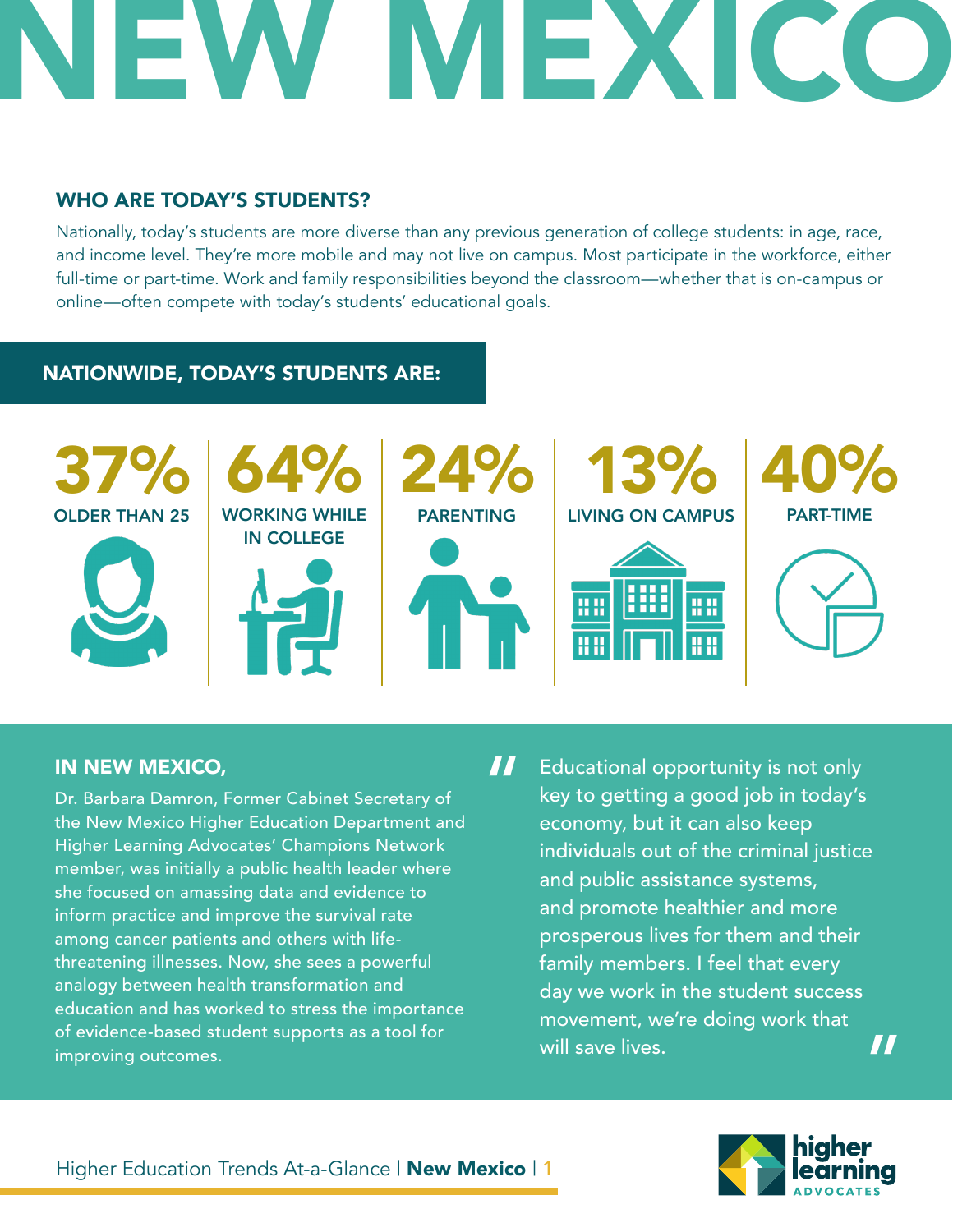# NEW MEXICO

## WHO ARE TODAY'S STUDENTS?

Nationally, today's students are more diverse than any previous generation of college students: in age, race, and income level. They're more mobile and may not live on campus. Most participate in the workforce, either full-time or part-time. Work and family responsibilities beyond the classroom—whether that is on-campus or online—often compete with today's students' educational goals.

## NATIONWIDE, TODAY'S STUDENTS ARE:

- **37%** OLDER THAN 25
- **64%** WORKING WHILE IN COLLEGE
- **24%** PARENTING
- **13%** LIVING ON CAMPUS
- **40%** PART-TIME

## IN NEW MEXICO,

Dr. Barbara Damron, Former Cabinet Secretary of the New Mexico Higher Education Department and Higher Learning Advocates' Champions Network member, was initially a public health leader where she focused on amassing data and evidence to inform practice and improve the survival rate among cancer patients and others with life-threatening illnesses. Now, she sees a powerful analogy between health transformation and education and has worked to stress the importance of evidence-based student supports as a tool for improving outcomes.

> "Educational opportunity is not only key to getting a good job in today's economy, but it can also keep individuals out of the criminal justice and public assistance systems, and promote healthier and more prosperous lives for them and their family members. I feel that every day we work in the student success movement, we're doing work that will save lives."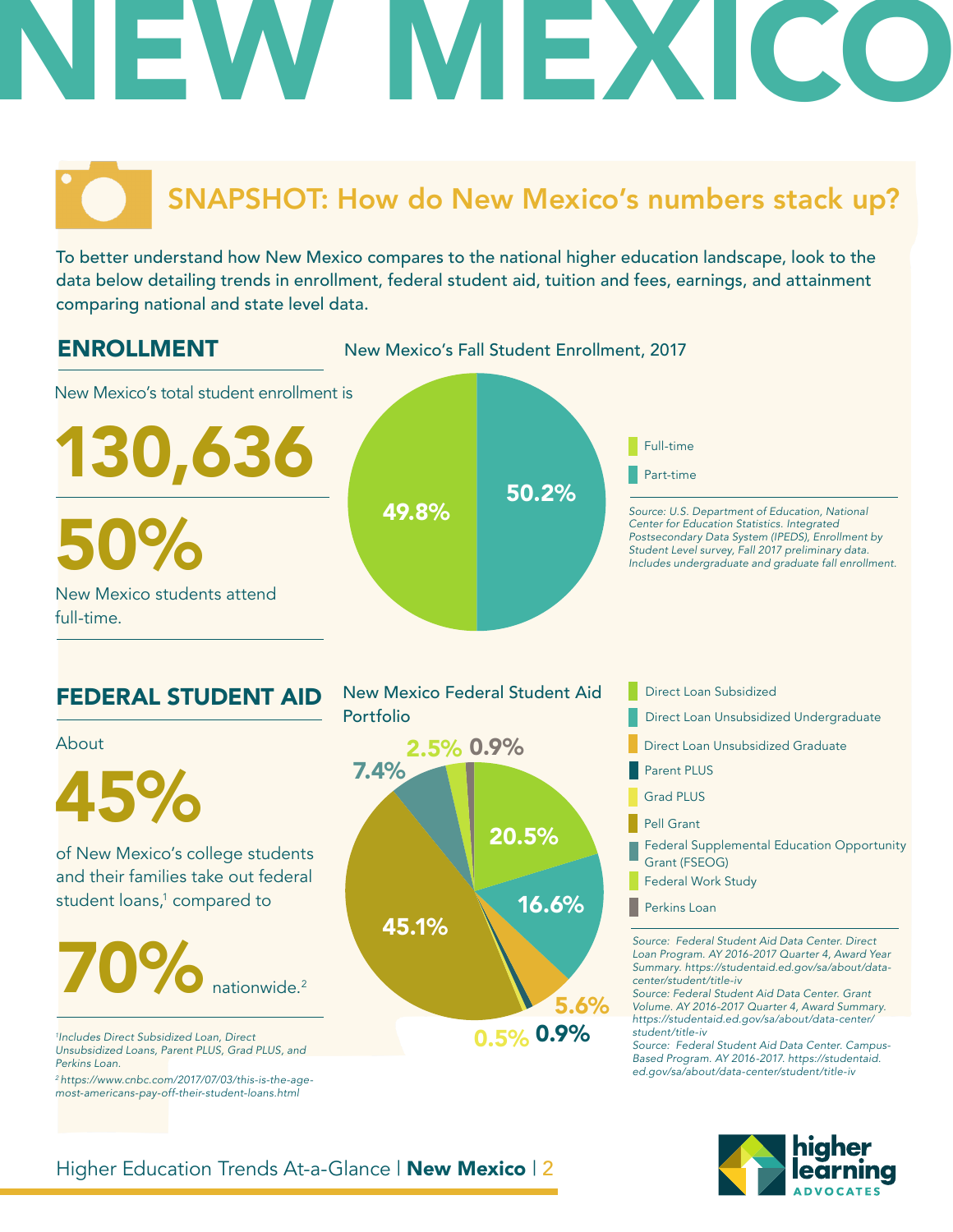# NEW MEXICO

## SNAPSHOT: How do New Mexico's numbers stack up?

To better understand how New Mexico compares to the national higher education landscape, look to the data below detailing trends in enrollment, federal student aid, tuition and fees, earnings, and attainment comparing national and state level data.

### ENROLLMENT

New Mexico's total student enrollment is

**130,636**

**50%**

New Mexico students attend full-time.

**New Mexico's Fall Student Enrollment, 2017**

| Enrollment | Percent |
| --- | --- |
| Full-time | 49.8% |
| Part-time | 50.2% |

*Source: U.S. Department of Education, National Center for Education Statistics. Integrated Postsecondary Data System (IPEDS), Enrollment by Student Level survey, Fall 2017 preliminary data. Includes undergraduate and graduate fall enrollment.*

### FEDERAL STUDENT AID

About

**45%**

of New Mexico's college students and their families take out federal student loans,[1] compared to

**70%** nationwide.[2]

*[1]Includes Direct Subsidized Loan, Direct Unsubsidized Loans, Parent PLUS, Grad PLUS, and Perkins Loan.*

*[2]https://www.cnbc.com/2017/07/03/this-is-the-age-most-americans-pay-off-their-student-loans.html*

**New Mexico Federal Student Aid Portfolio**

| Aid Type | Percent |
| --- | --- |
| Direct Loan Subsidized | 20.5% |
| Direct Loan Unsubsidized Undergraduate | 16.6% |
| Direct Loan Unsubsidized Graduate | 5.6% |
| Parent PLUS | 0.9% |
| Grad PLUS | 0.5% |
| Pell Grant | 45.1% |
| Federal Supplemental Education Opportunity Grant (FSEOG) | 7.4% |
| Federal Work Study | 2.5% |
| Perkins Loan | 0.9% |

*Source: Federal Student Aid Data Center. Direct Loan Program. AY 2016-2017 Quarter 4, Award Year Summary. https://studentaid.ed.gov/sa/about/data-center/student/title-iv*

*Source: Federal Student Aid Data Center. Grant Volume. AY 2016-2017 Quarter 4, Award Summary. https://studentaid.ed.gov/sa/about/data-center/student/title-iv*

*Source: Federal Student Aid Data Center. Campus-Based Program. AY 2016-2017. https://studentaid.ed.gov/sa/about/data-center/student/title-iv*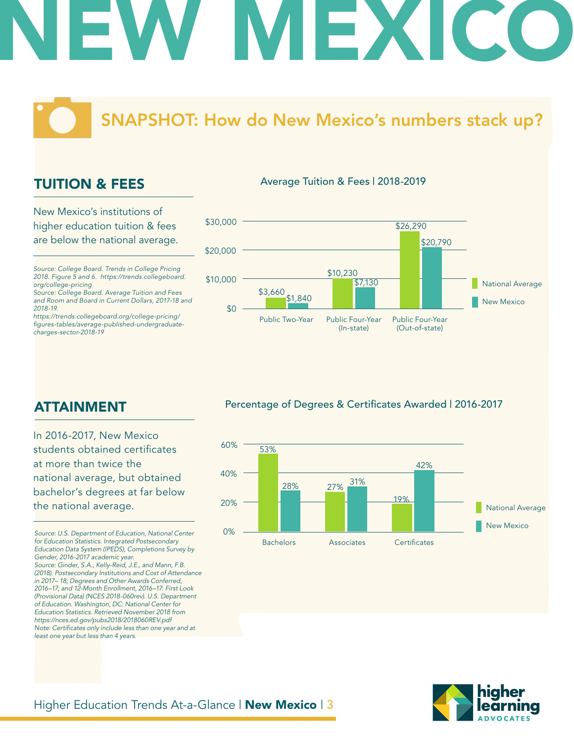# NEW MEXICO

## SNAPSHOT: How do New Mexico's numbers stack up?

### TUITION & FEES

New Mexico's institutions of higher education tuition & fees are below the national average.

*Source: College Board. Trends in College Pricing 2018. Figure 5 and 6. https://trends.collegeboard.org/college-pricing*
*Source: College Board. Average Tuition and Fees and Room and Board in Current Dollars, 2017-18 and 2018-19.*
*https://trends.collegeboard.org/college-pricing/figures-tables/average-published-undergraduate-charges-sector-2018-19*

Average Tuition & Fees | 2018-2019

| | National Average | New Mexico |
|---|---|---|
| Public Two-Year | $3,660 | $1,840 |
| Public Four-Year (In-state) | $10,230 | $7,130 |
| Public Four-Year (Out-of-state) | $26,290 | $20,790 |

### ATTAINMENT

In 2016-2017, New Mexico students obtained certificates at more than twice the national average, but obtained bachelor's degrees at far below the national average.

*Source: U.S. Department of Education, National Center for Education Statistics. Integrated Postsecondary Education Data System (IPEDS), Completions Survey by Gender, 2016-2017 academic year.*
*Source: Ginder, S.A., Kelly-Reid, J.E., and Mann, F.B. (2018). Postsecondary Institutions and Cost of Attendance in 2017– 18; Degrees and Other Awards Conferred, 2016–17; and 12-Month Enrollment, 2016–17: First Look (Provisional Data) (NCES 2018-060rev). U.S. Department of Education. Washington, DC: National Center for Education Statistics. Retrieved November 2018 from https://nces.ed.gov/pubs2018/2018060REV.pdf*
*Note: Certificates only include less than one year and at least one year but less than 4 years.*

Percentage of Degrees & Certificates Awarded | 2016-2017

| | National Average | New Mexico |
|---|---|---|
| Bachelors | 53% | 28% |
| Associates | 27% | 31% |
| Certificates | 19% | 42% |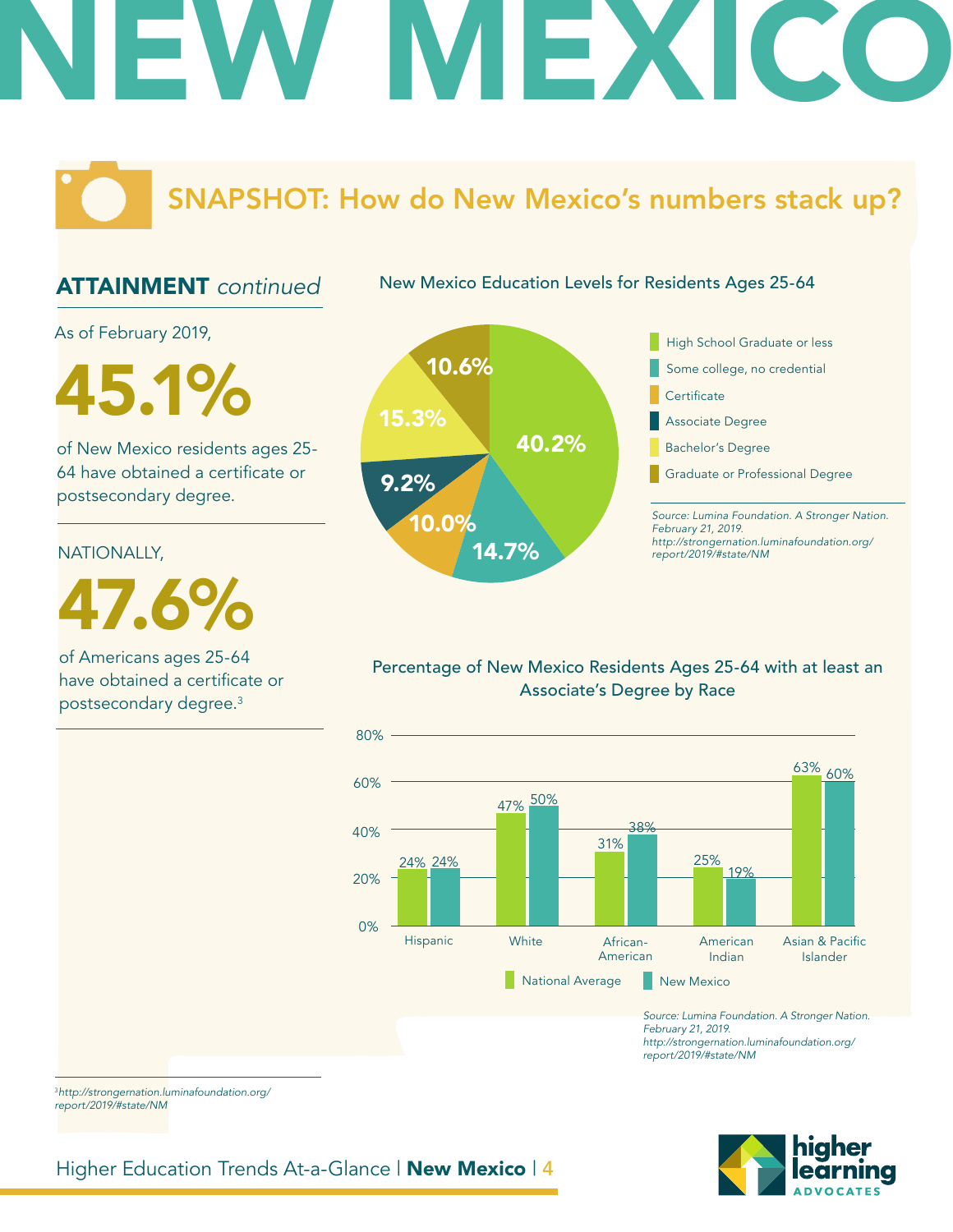# NEW MEXICO

## SNAPSHOT: How do New Mexico's numbers stack up?

### ATTAINMENT *continued*

As of February 2019,

**45.1%**

of New Mexico residents ages 25-64 have obtained a certificate or postsecondary degree.

NATIONALLY,

**47.6%**

of Americans ages 25-64 have obtained a certificate or postsecondary degree.[3]

### New Mexico Education Levels for Residents Ages 25-64

| Education Level | Percentage |
|---|---|
| High School Graduate or less | 40.2% |
| Some college, no credential | 14.7% |
| Certificate | 10.0% |
| Associate Degree | 9.2% |
| Bachelor's Degree | 15.3% |
| Graduate or Professional Degree | 10.6% |

*Source: Lumina Foundation. A Stronger Nation. February 21, 2019. http://strongernation.luminafoundation.org/report/2019/#state/NM*

### Percentage of New Mexico Residents Ages 25-64 with at least an Associate's Degree by Race

| Race | National Average | New Mexico |
|---|---|---|
| Hispanic | 24% | 24% |
| White | 47% | 50% |
| African-American | 31% | 38% |
| American Indian | 25% | 19% |
| Asian & Pacific Islander | 63% | 60% |

*Source: Lumina Foundation. A Stronger Nation. February 21, 2019. http://strongernation.luminafoundation.org/report/2019/#state/NM*

---

[3] *http://strongernation.luminafoundation.org/report/2019/#state/NM*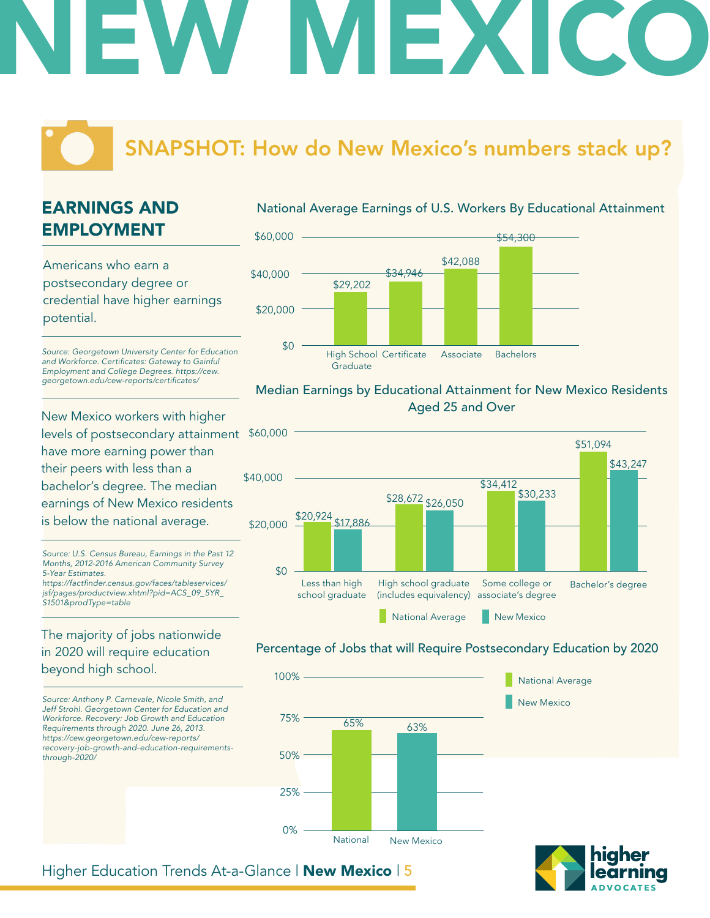# NEW MEXICO

## SNAPSHOT: How do New Mexico's numbers stack up?

### EARNINGS AND EMPLOYMENT

Americans who earn a postsecondary degree or credential have higher earnings potential.

*Source: Georgetown University Center for Education and Workforce. Certificates: Gateway to Gainful Employment and College Degrees. https://cew.georgetown.edu/cew-reports/certificates/*

**National Average Earnings of U.S. Workers By Educational Attainment**

| Educational Attainment | Earnings |
|---|---|
| High School Graduate | $29,202 |
| Certificate | $34,946 |
| Associate | $42,088 |
| Bachelors | $54,300 |

New Mexico workers with higher levels of postsecondary attainment have more earning power than their peers with less than a bachelor's degree. The median earnings of New Mexico residents is below the national average.

*Source: U.S. Census Bureau, Earnings in the Past 12 Months, 2012-2016 American Community Survey 5-Year Estimates. https://factfinder.census.gov/faces/tableservices/jsf/pages/productview.xhtml?pid=ACS_09_5YR_S1501&prodType=table*

**Median Earnings by Educational Attainment for New Mexico Residents Aged 25 and Over**

| Educational Attainment | National Average | New Mexico |
|---|---|---|
| Less than high school graduate | $20,924 | $17,886 |
| High school graduate (includes equivalency) | $28,672 | $26,050 |
| Some college or associate's degree | $34,412 | $30,233 |
| Bachelor's degree | $51,094 | $43,247 |

The majority of jobs nationwide in 2020 will require education beyond high school.

*Source: Anthony P. Carnevale, Nicole Smith, and Jeff Strohl. Georgetown Center for Education and Workforce. Recovery: Job Growth and Education Requirements through 2020. June 26, 2013. https://cew.georgetown.edu/cew-reports/recovery-job-growth-and-education-requirements-through-2020/*

**Percentage of Jobs that will Require Postsecondary Education by 2020**

| | Percentage |
|---|---|
| National | 65% |
| New Mexico | 63% |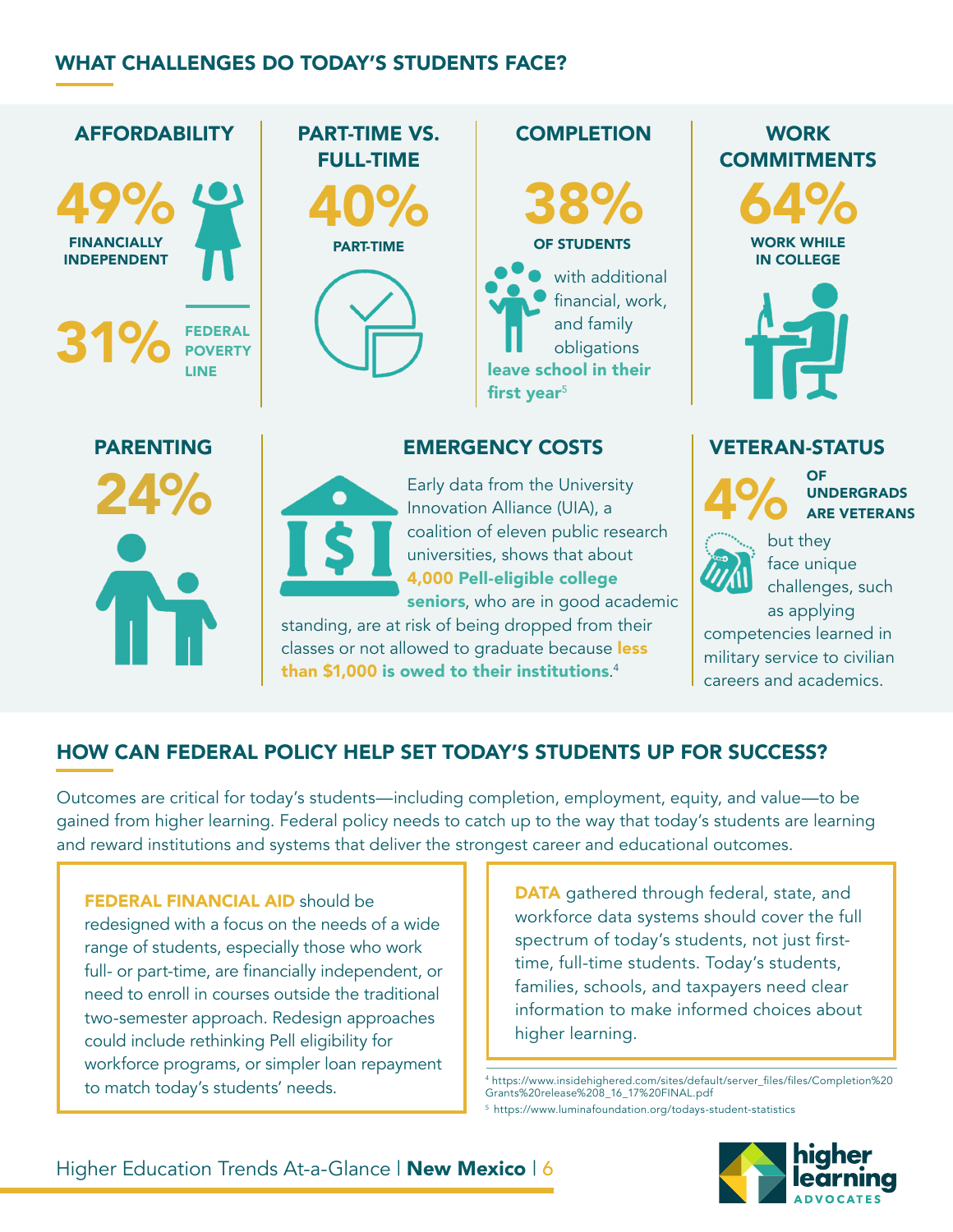## WHAT CHALLENGES DO TODAY'S STUDENTS FACE?

### AFFORDABILITY

**49%** FINANCIALLY INDEPENDENT

**31%** FEDERAL POVERTY LINE

### PART-TIME VS. FULL-TIME

**40%** PART-TIME

### COMPLETION

**38%** OF STUDENTS with additional financial, work, and family obligations **leave school in their first year**[5]

### WORK COMMITMENTS

**64%** WORK WHILE IN COLLEGE

### PARENTING

**24%**

### EMERGENCY COSTS

Early data from the University Innovation Alliance (UIA), a coalition of eleven public research universities, shows that about **4,000 Pell-eligible college seniors**, who are in good academic standing, are at risk of being dropped from their classes or not allowed to graduate because **less than $1,000 is owed to their institutions.**[4]

### VETERAN-STATUS

**4%** OF UNDERGRADS ARE VETERANS but they face unique challenges, such as applying competencies learned in military service to civilian careers and academics.

## HOW CAN FEDERAL POLICY HELP SET TODAY'S STUDENTS UP FOR SUCCESS?

Outcomes are critical for today's students—including completion, employment, equity, and value—to be gained from higher learning. Federal policy needs to catch up to the way that today's students are learning and reward institutions and systems that deliver the strongest career and educational outcomes.

**FEDERAL FINANCIAL AID** should be redesigned with a focus on the needs of a wide range of students, especially those who work full- or part-time, are financially independent, or need to enroll in courses outside the traditional two-semester approach. Redesign approaches could include rethinking Pell eligibility for workforce programs, or simpler loan repayment to match today's students' needs.

**DATA** gathered through federal, state, and workforce data systems should cover the full spectrum of today's students, not just first-time, full-time students. Today's students, families, schools, and taxpayers need clear information to make informed choices about higher learning.

[4] https://www.insidehighered.com/sites/default/server_files/files/Completion%20Grants%20release%208_16_17%20FINAL.pdf

[5] https://www.luminafoundation.org/todays-student-statistics